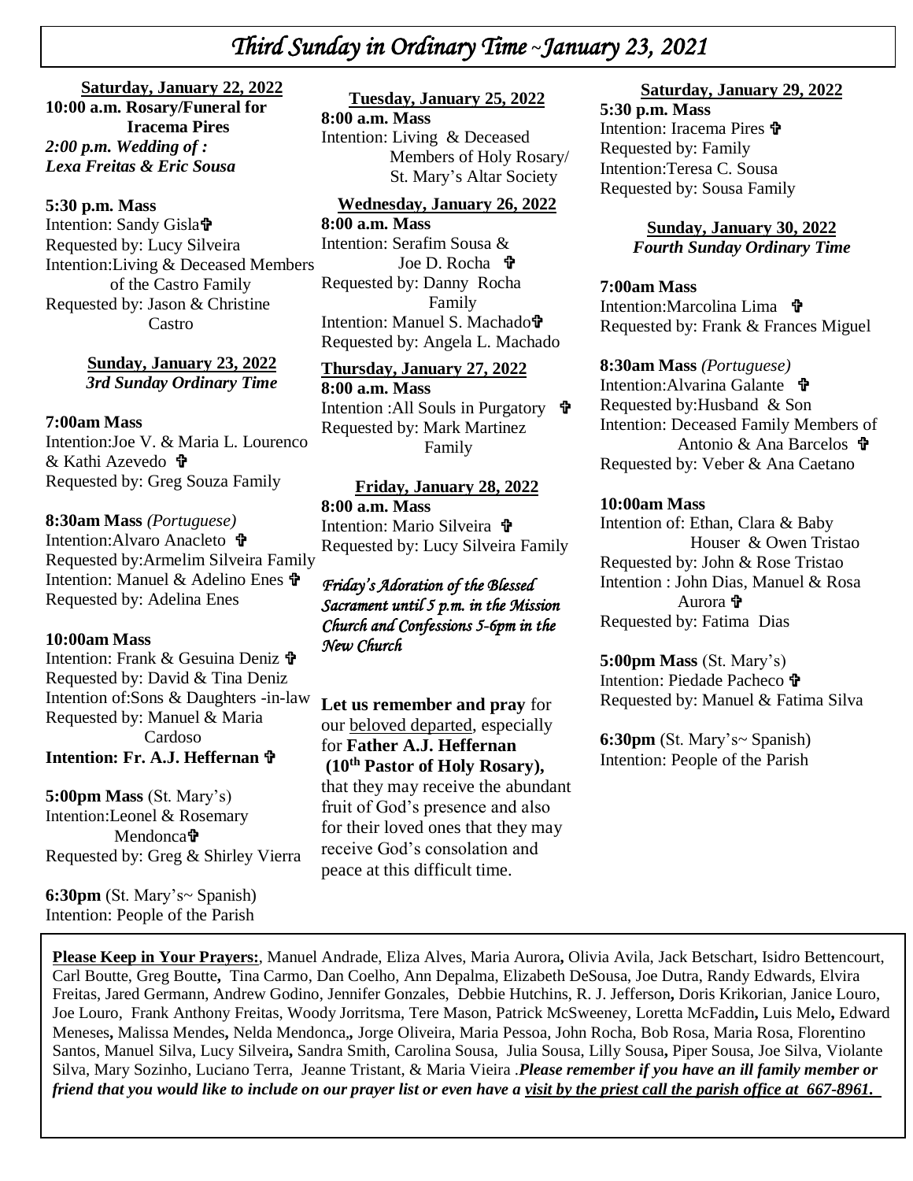# *Third Sunday in Ordinary Time ~January 23, 2021*

**Saturday, January 22, 2022**

**10:00 a.m. Rosary/Funeral for Iracema Pires**

*2:00 p.m. Wedding of : Lexa Freitas & Eric Sousa*

**5:30 p.m. Mass**
Intention: Sandy Gisla✞
Requested by: Lucy Silveira
Intention:Living & Deceased Members of the Castro Family
Requested by: Jason & Christine Castro

**Sunday, January 23, 2022**
*3rd Sunday Ordinary Time*

**7:00am Mass**
Intention:Joe V. & Maria L. Lourenco & Kathi Azevedo ✞
Requested by: Greg Souza Family

**8:30am Mass** *(Portuguese)*
Intention:Alvaro Anacleto ✞
Requested by:Armelim Silveira Family
Intention: Manuel & Adelino Enes ✞
Requested by: Adelina Enes

**10:00am Mass**
Intention: Frank & Gesuina Deniz ✞
Requested by: David & Tina Deniz
Intention of:Sons & Daughters -in-law
Requested by: Manuel & Maria Cardoso
**Intention: Fr. A.J. Heffernan ✞**

**5:00pm Mass** (St. Mary's)
Intention:Leonel & Rosemary Mendonca✞
Requested by: Greg & Shirley Vierra

**6:30pm** (St. Mary's~ Spanish)
Intention: People of the Parish

**Tuesday, January 25, 2022**

**8:00 a.m. Mass**
Intention: Living & Deceased Members of Holy Rosary/ St. Mary's Altar Society

**Wednesday, January 26, 2022**

**8:00 a.m. Mass**
Intention: Serafim Sousa & Joe D. Rocha ✞
Requested by: Danny Rocha Family
Intention: Manuel S. Machado✞
Requested by: Angela L. Machado

**Thursday, January 27, 2022**

**8:00 a.m. Mass**
Intention :All Souls in Purgatory ✞
Requested by: Mark Martinez Family

**Friday, January 28, 2022**

**8:00 a.m. Mass**
Intention: Mario Silveira ✞
Requested by: Lucy Silveira Family

*Friday's Adoration of the Blessed Sacrament until 5 p.m. in the Mission Church and Confessions 5-6pm in the New Church*

**Let us remember and pray** for our beloved departed, especially for **Father A.J. Heffernan (10th Pastor of Holy Rosary),** that they may receive the abundant fruit of God's presence and also for their loved ones that they may receive God's consolation and peace at this difficult time.

**Saturday, January 29, 2022**

**5:30 p.m. Mass**
Intention: Iracema Pires ✞
Requested by: Family
Intention:Teresa C. Sousa
Requested by: Sousa Family

**Sunday, January 30, 2022**
*Fourth Sunday Ordinary Time*

**7:00am Mass**
Intention:Marcolina Lima ✞
Requested by: Frank & Frances Miguel

**8:30am Mass** *(Portuguese)*
Intention:Alvarina Galante ✞
Requested by:Husband & Son
Intention: Deceased Family Members of Antonio & Ana Barcelos ✞
Requested by: Veber & Ana Caetano

**10:00am Mass**
Intention of: Ethan, Clara & Baby Houser & Owen Tristao
Requested by: John & Rose Tristao
Intention : John Dias, Manuel & Rosa Aurora ✞
Requested by: Fatima Dias

**5:00pm Mass** (St. Mary's)
Intention: Piedade Pacheco ✞
Requested by: Manuel & Fatima Silva

**6:30pm** (St. Mary's~ Spanish)
Intention: People of the Parish

**Please Keep in Your Prayers:**, Manuel Andrade, Eliza Alves, Maria Aurora**,** Olivia Avila, Jack Betschart, Isidro Bettencourt, Carl Boutte, Greg Boutte**,** Tina Carmo, Dan Coelho, Ann Depalma, Elizabeth DeSousa, Joe Dutra, Randy Edwards, Elvira Freitas, Jared Germann, Andrew Godino, Jennifer Gonzales, Debbie Hutchins, R. J. Jefferson**,** Doris Krikorian, Janice Louro, Joe Louro, Frank Anthony Freitas, Woody Jorritsma, Tere Mason, Patrick McSweeney, Loretta McFaddin**,** Luis Melo**,** Edward Meneses**,** Malissa Mendes**,** Nelda Mendonca**,,** Jorge Oliveira, Maria Pessoa, John Rocha, Bob Rosa, Maria Rosa, Florentino Santos, Manuel Silva, Lucy Silveira**,** Sandra Smith, Carolina Sousa, Julia Sousa, Lilly Sousa**,** Piper Sousa, Joe Silva, Violante Silva, Mary Sozinho, Luciano Terra, Jeanne Tristant, & Maria Vieira .***Please remember if you have an ill family member or friend that you would like to include on our prayer list or even have a visit by the priest call the parish office at 667-8961.***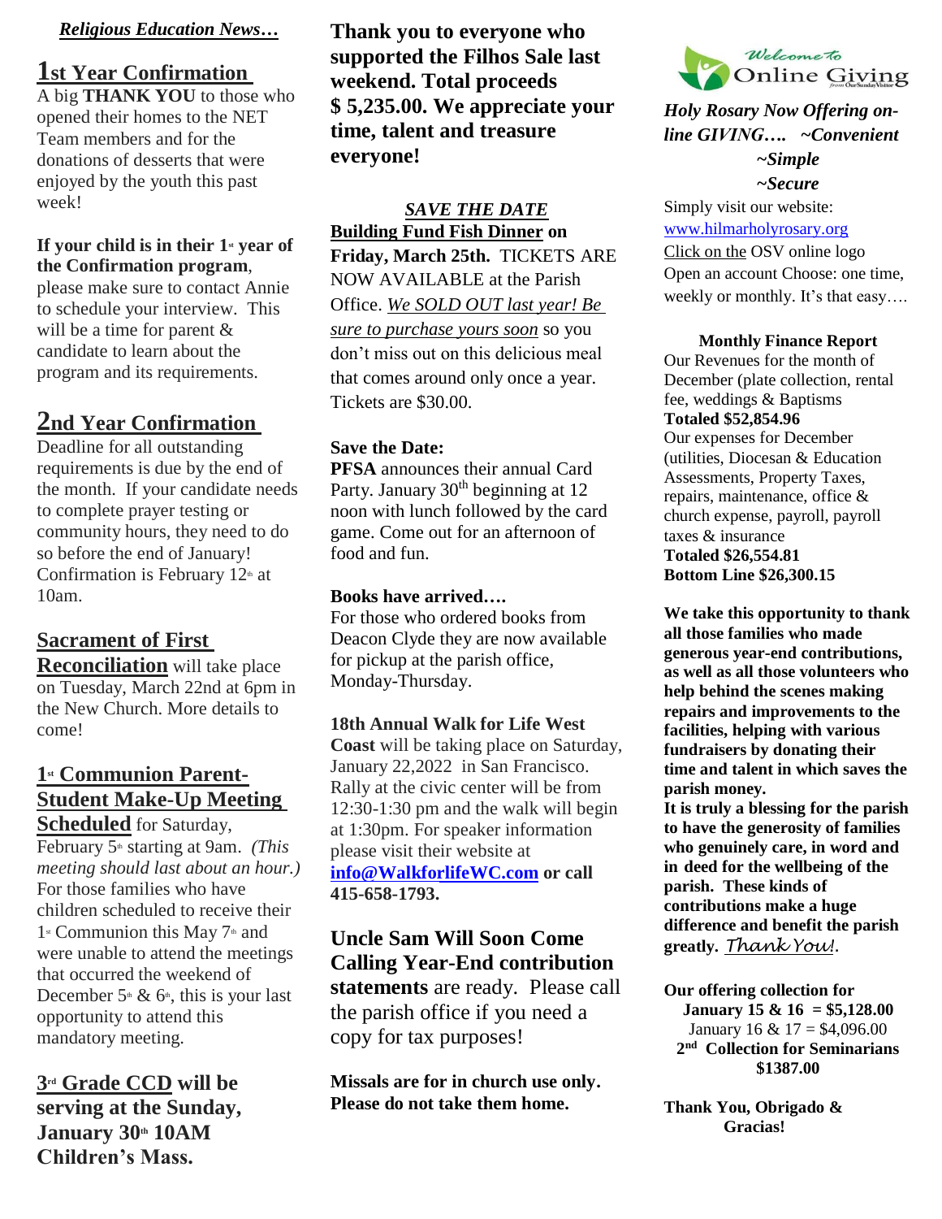***Religious Education News…***

## 1st Year Confirmation

A big **THANK YOU** to those who opened their homes to the NET Team members and for the donations of desserts that were enjoyed by the youth this past week!

**If your child is in their 1st year of the Confirmation program**, please make sure to contact Annie to schedule your interview. This will be a time for parent & candidate to learn about the program and its requirements.

## 2nd Year Confirmation

Deadline for all outstanding requirements is due by the end of the month. If your candidate needs to complete prayer testing or community hours, they need to do so before the end of January! Confirmation is February 12th at 10am.

**Sacrament of First Reconciliation** will take place on Tuesday, March 22nd at 6pm in the New Church. More details to come!

**1st Communion Parent-Student Make-Up Meeting Scheduled** for Saturday, February 5th starting at 9am. *(This meeting should last about an hour.)* For those families who have children scheduled to receive their 1st Communion this May 7th and were unable to attend the meetings that occurred the weekend of December 5th & 6th, this is your last opportunity to attend this mandatory meeting.

**3rd Grade CCD will be serving at the Sunday, January 30th 10AM Children's Mass.**

**Thank you to everyone who supported the Filhos Sale last weekend. Total proceeds $ 5,235.00. We appreciate your time, talent and treasure everyone!**

***SAVE THE DATE***

**Building Fund Fish Dinner on Friday, March 25th.** TICKETS ARE NOW AVAILABLE at the Parish Office. *We SOLD OUT last year! Be sure to purchase yours soon* so you don't miss out on this delicious meal that comes around only once a year. Tickets are $30.00.

**Save the Date:**

**PFSA** announces their annual Card Party. January 30th beginning at 12 noon with lunch followed by the card game. Come out for an afternoon of food and fun.

**Books have arrived….**

For those who ordered books from Deacon Clyde they are now available for pickup at the parish office, Monday-Thursday.

**18th Annual Walk for Life West Coast** will be taking place on Saturday, January 22,2022 in San Francisco. Rally at the civic center will be from 12:30-1:30 pm and the walk will begin at 1:30pm. For speaker information please visit their website at **info@WalkforlifeWC.com or call 415-658-1793.**

**Uncle Sam Will Soon Come Calling Year-End contribution statements** are ready. Please call the parish office if you need a copy for tax purposes!

**Missals are for in church use only. Please do not take them home.**

Welcome to Online Giving

***Holy Rosary Now Offering on-line GIVING…. ~Convenient ~Simple ~Secure***

Simply visit our website: www.hilmarholyrosary.org

Click on the OSV online logo

Open an account Choose: one time, weekly or monthly. It's that easy….

**Monthly Finance Report**

Our Revenues for the month of December (plate collection, rental fee, weddings & Baptisms

**Totaled $52,854.96**

Our expenses for December (utilities, Diocesan & Education Assessments, Property Taxes, repairs, maintenance, office & church expense, payroll, payroll taxes & insurance

**Totaled $26,554.81**

**Bottom Line $26,300.15**

**We take this opportunity to thank all those families who made generous year-end contributions, as well as all those volunteers who help behind the scenes making repairs and improvements to the facilities, helping with various fundraisers by donating their time and talent in which saves the parish money.**

**It is truly a blessing for the parish to have the generosity of families who genuinely care, in word and in deed for the wellbeing of the parish. These kinds of contributions make a huge difference and benefit the parish greatly.** *Thank You!*.

**Our offering collection for**
**January 15 & 16 = $5,128.00**
January 16 & 17 = $4,096.00
**2nd Collection for Seminarians $1387.00**

**Thank You, Obrigado & Gracias!**